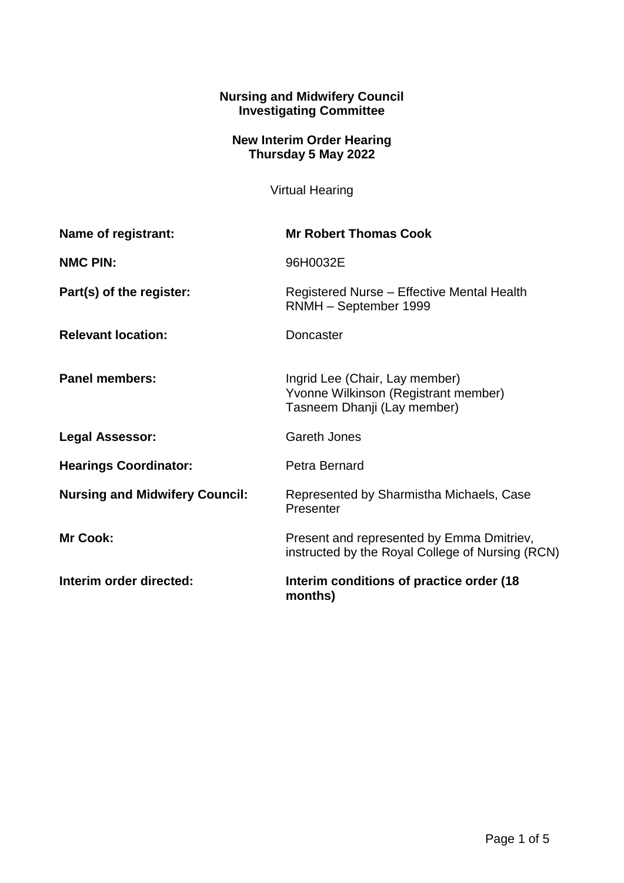**Nursing and Midwifery Council**
**Investigating Committee**

**New Interim Order Hearing**
**Thursday 5 May 2022**

Virtual Hearing

| | |
|---|---|
| **Name of registrant:** | **Mr Robert Thomas Cook** |
| **NMC PIN:** | 96H0032E |
| **Part(s) of the register:** | Registered Nurse – Effective Mental Health RNMH – September 1999 |
| **Relevant location:** | Doncaster |
| **Panel members:** | Ingrid Lee (Chair, Lay member)<br>Yvonne Wilkinson (Registrant member)<br>Tasneem Dhanji (Lay member) |
| **Legal Assessor:** | Gareth Jones |
| **Hearings Coordinator:** | Petra Bernard |
| **Nursing and Midwifery Council:** | Represented by Sharmistha Michaels, Case Presenter |
| **Mr Cook:** | Present and represented by Emma Dmitriev, instructed by the Royal College of Nursing (RCN) |
| **Interim order directed:** | **Interim conditions of practice order (18 months)** |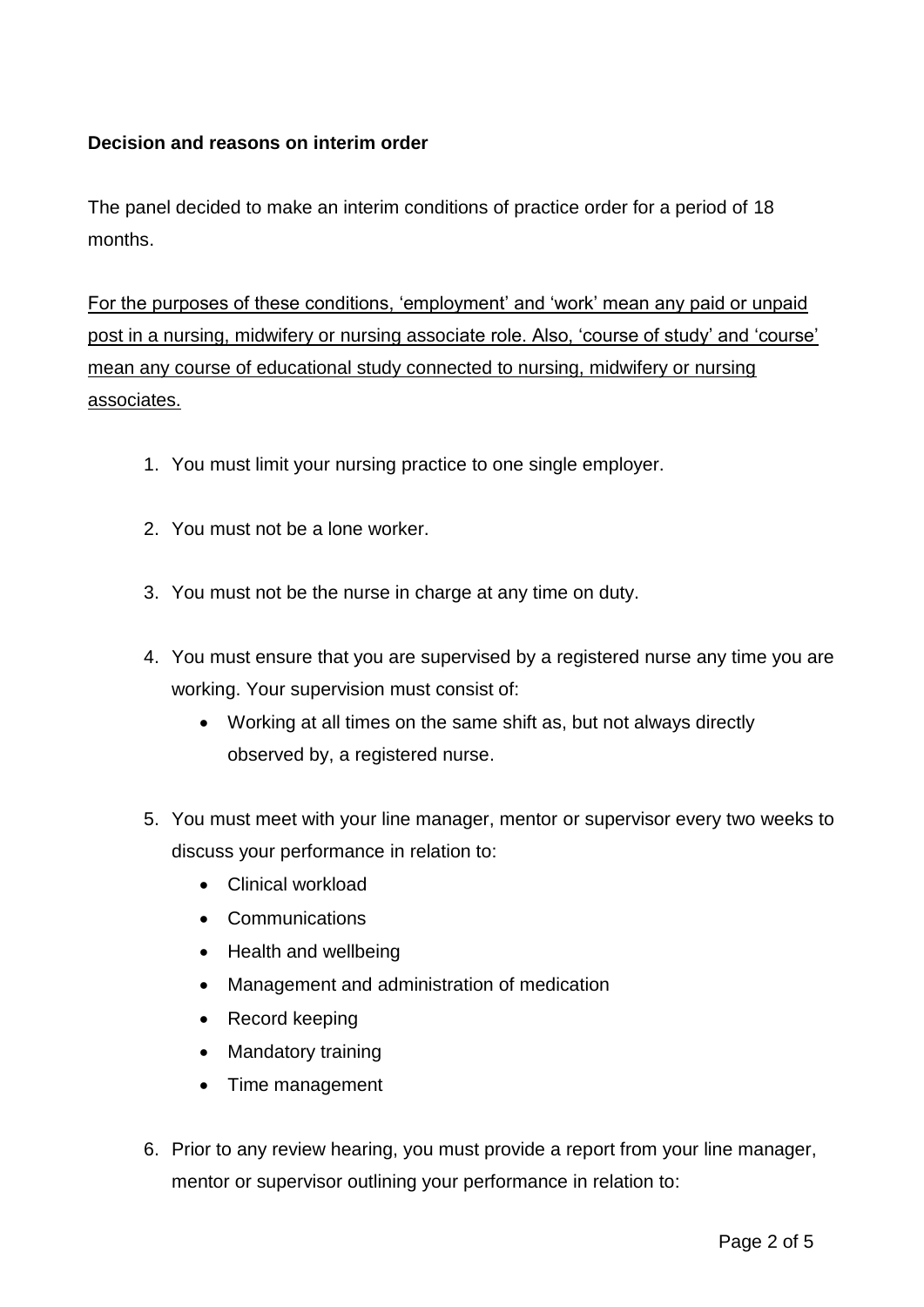**Decision and reasons on interim order**

The panel decided to make an interim conditions of practice order for a period of 18 months.

For the purposes of these conditions, 'employment' and 'work' mean any paid or unpaid post in a nursing, midwifery or nursing associate role. Also, 'course of study' and 'course' mean any course of educational study connected to nursing, midwifery or nursing associates.

1. You must limit your nursing practice to one single employer.

2. You must not be a lone worker.

3. You must not be the nurse in charge at any time on duty.

4. You must ensure that you are supervised by a registered nurse any time you are working. Your supervision must consist of:
    - Working at all times on the same shift as, but not always directly observed by, a registered nurse.

5. You must meet with your line manager, mentor or supervisor every two weeks to discuss your performance in relation to:
    - Clinical workload
    - Communications
    - Health and wellbeing
    - Management and administration of medication
    - Record keeping
    - Mandatory training
    - Time management

6. Prior to any review hearing, you must provide a report from your line manager, mentor or supervisor outlining your performance in relation to: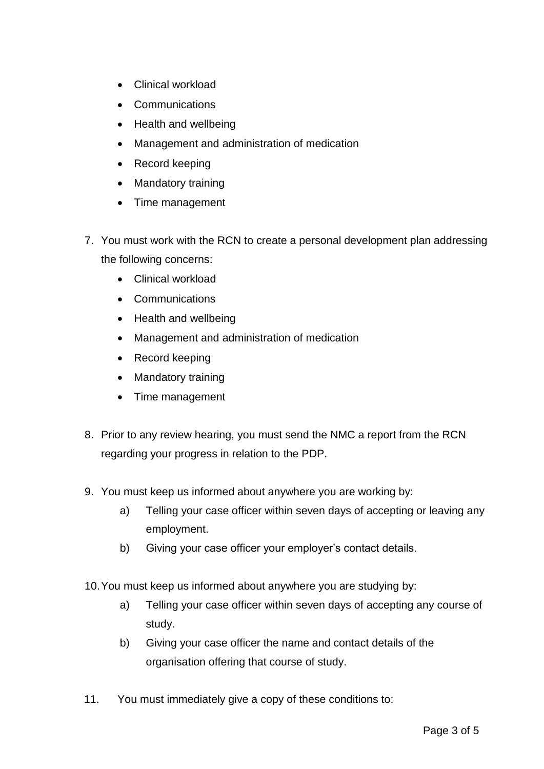- Clinical workload
- Communications
- Health and wellbeing
- Management and administration of medication
- Record keeping
- Mandatory training
- Time management

7. You must work with the RCN to create a personal development plan addressing the following concerns:
   - Clinical workload
   - Communications
   - Health and wellbeing
   - Management and administration of medication
   - Record keeping
   - Mandatory training
   - Time management

8. Prior to any review hearing, you must send the NMC a report from the RCN regarding your progress in relation to the PDP.

9. You must keep us informed about anywhere you are working by:
   a) Telling your case officer within seven days of accepting or leaving any employment.
   b) Giving your case officer your employer’s contact details.

10. You must keep us informed about anywhere you are studying by:
    a) Telling your case officer within seven days of accepting any course of study.
    b) Giving your case officer the name and contact details of the organisation offering that course of study.

11. You must immediately give a copy of these conditions to: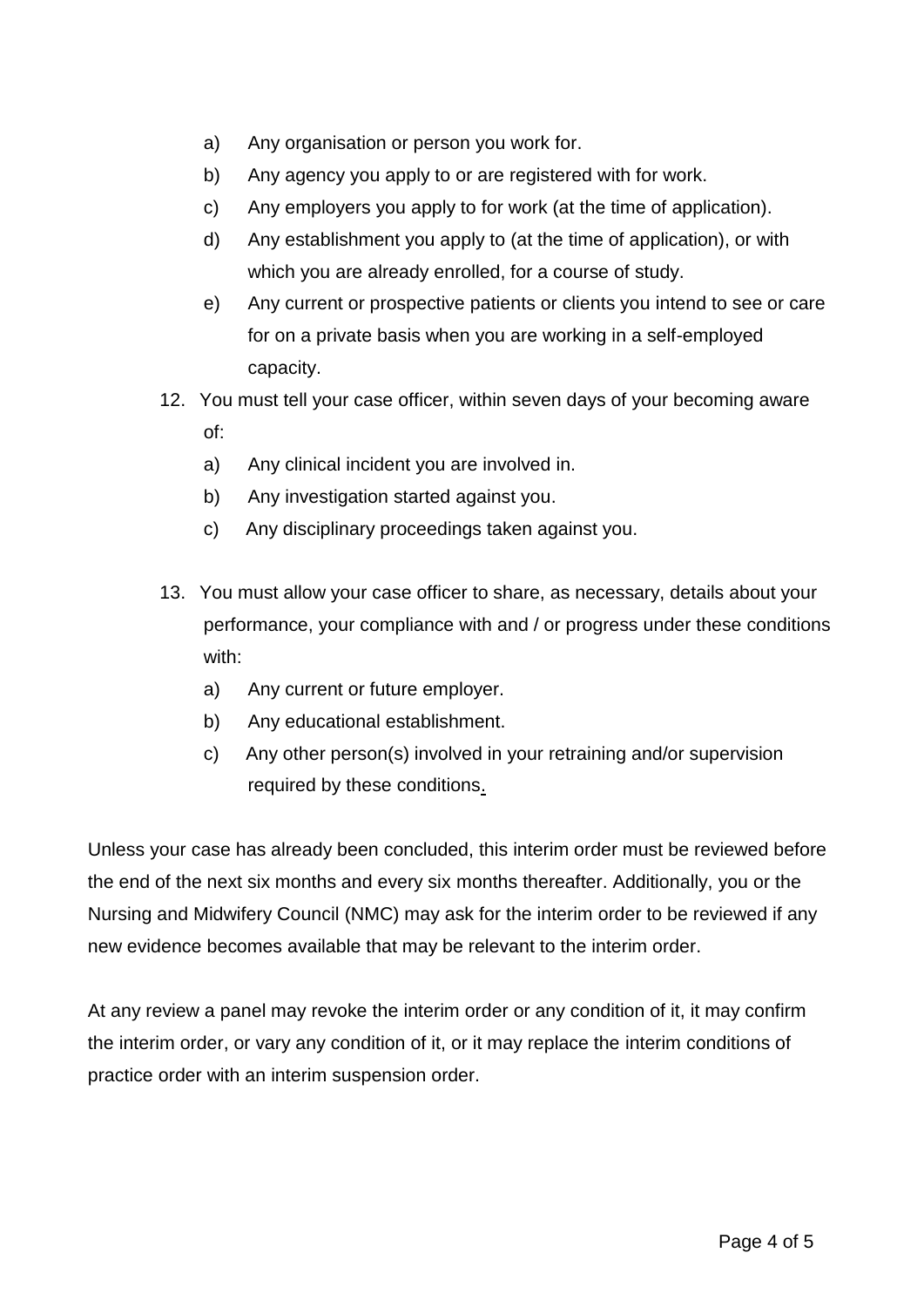a) Any organisation or person you work for.
b) Any agency you apply to or are registered with for work.
c) Any employers you apply to for work (at the time of application).
d) Any establishment you apply to (at the time of application), or with which you are already enrolled, for a course of study.
e) Any current or prospective patients or clients you intend to see or care for on a private basis when you are working in a self-employed capacity.

12. You must tell your case officer, within seven days of your becoming aware of:
    a) Any clinical incident you are involved in.
    b) Any investigation started against you.
    c) Any disciplinary proceedings taken against you.

13. You must allow your case officer to share, as necessary, details about your performance, your compliance with and / or progress under these conditions with:
    a) Any current or future employer.
    b) Any educational establishment.
    c) Any other person(s) involved in your retraining and/or supervision required by these conditions.

Unless your case has already been concluded, this interim order must be reviewed before the end of the next six months and every six months thereafter. Additionally, you or the Nursing and Midwifery Council (NMC) may ask for the interim order to be reviewed if any new evidence becomes available that may be relevant to the interim order.

At any review a panel may revoke the interim order or any condition of it, it may confirm the interim order, or vary any condition of it, or it may replace the interim conditions of practice order with an interim suspension order.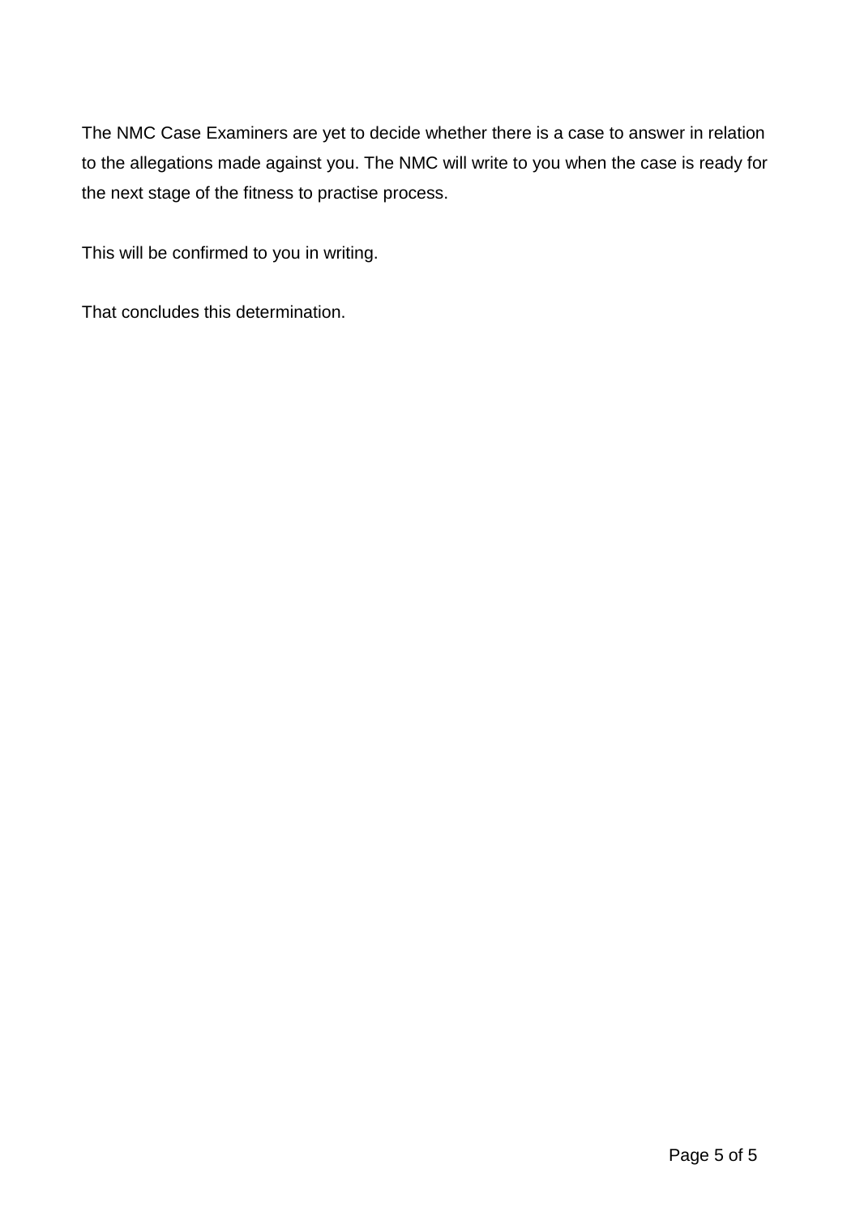The NMC Case Examiners are yet to decide whether there is a case to answer in relation to the allegations made against you. The NMC will write to you when the case is ready for the next stage of the fitness to practise process.

This will be confirmed to you in writing.

That concludes this determination.